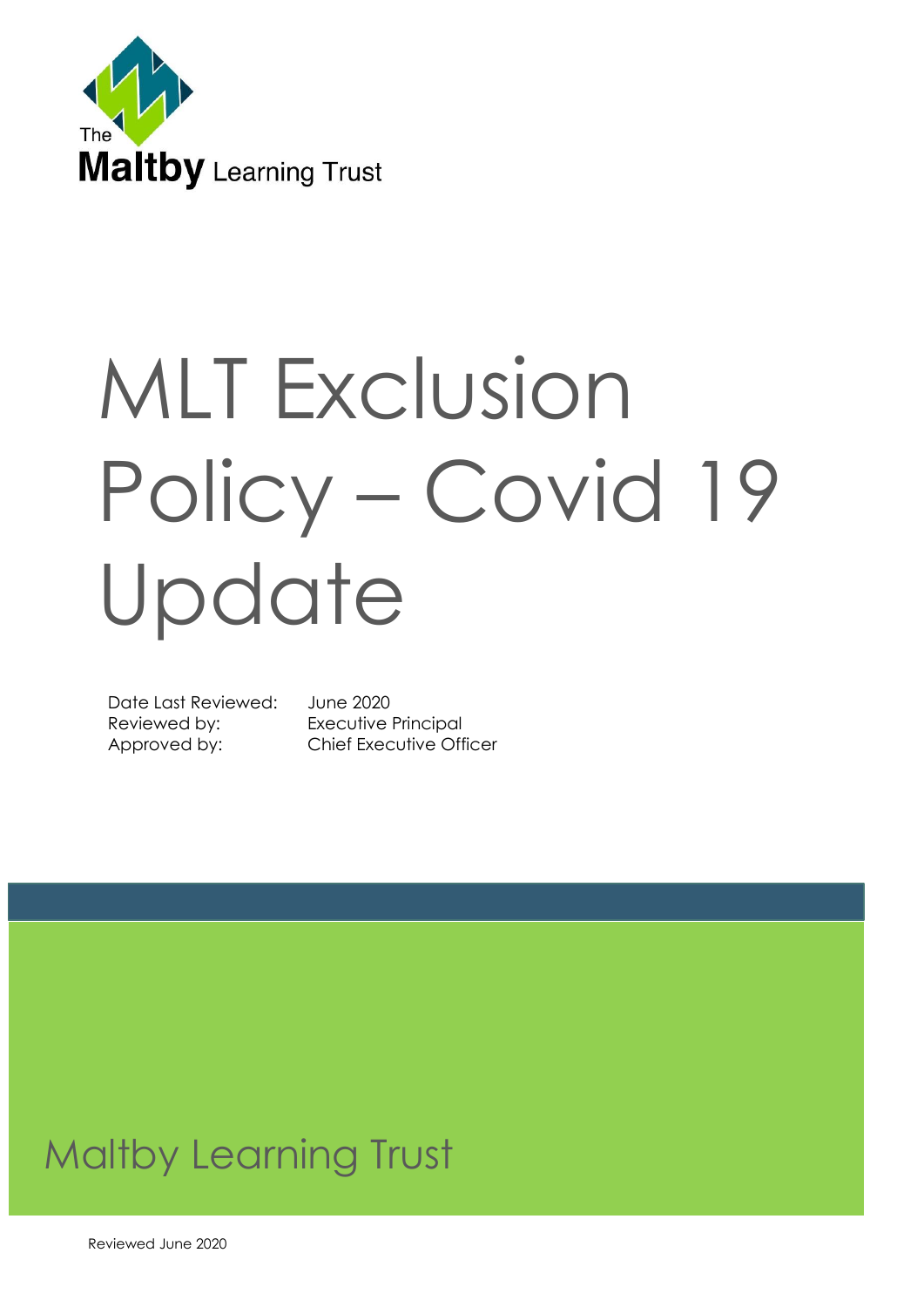The Maltby Learning Trust

# MLT Exclusion Policy – Covid 19 Update

| | |
|---|---|
| Date Last Reviewed: | June 2020 |
| Reviewed by: | Executive Principal |
| Approved by: | Chief Executive Officer |

Maltby Learning Trust

Reviewed June 2020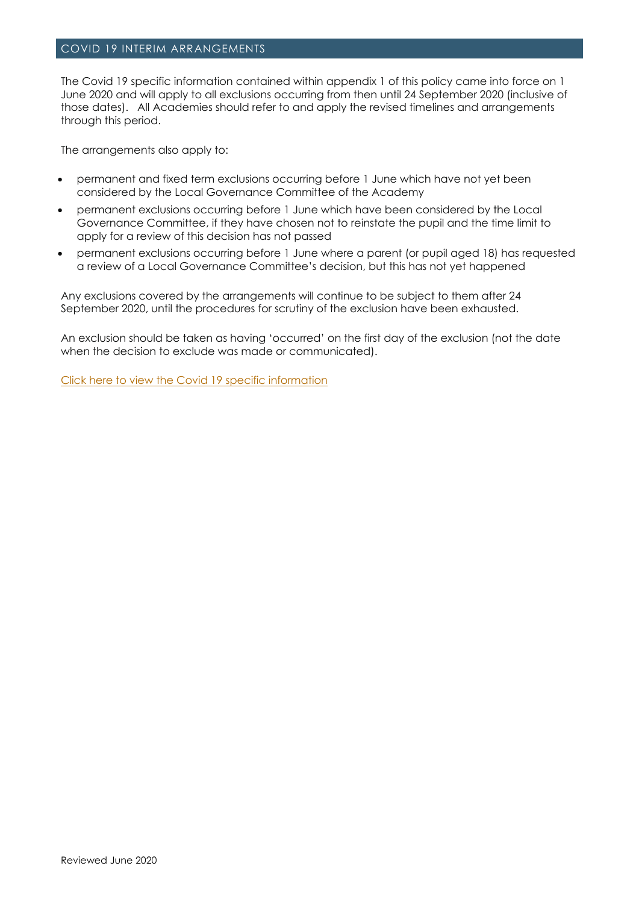## COVID 19 INTERIM ARRANGEMENTS

The Covid 19 specific information contained within appendix 1 of this policy came into force on 1 June 2020 and will apply to all exclusions occurring from then until 24 September 2020 (inclusive of those dates). All Academies should refer to and apply the revised timelines and arrangements through this period.

The arrangements also apply to:

- permanent and fixed term exclusions occurring before 1 June which have not yet been considered by the Local Governance Committee of the Academy
- permanent exclusions occurring before 1 June which have been considered by the Local Governance Committee, if they have chosen not to reinstate the pupil and the time limit to apply for a review of this decision has not passed
- permanent exclusions occurring before 1 June where a parent (or pupil aged 18) has requested a review of a Local Governance Committee's decision, but this has not yet happened

Any exclusions covered by the arrangements will continue to be subject to them after 24 September 2020, until the procedures for scrutiny of the exclusion have been exhausted.

An exclusion should be taken as having 'occurred' on the first day of the exclusion (not the date when the decision to exclude was made or communicated).

Click here to view the Covid 19 specific information

Reviewed June 2020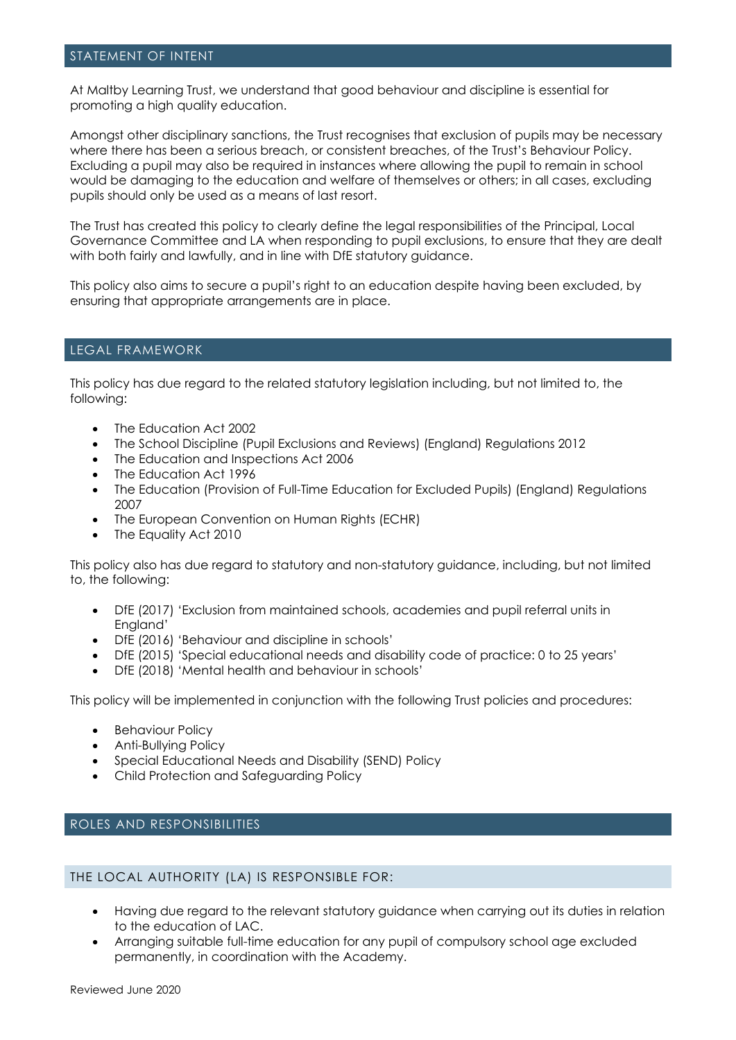## STATEMENT OF INTENT

At Maltby Learning Trust, we understand that good behaviour and discipline is essential for promoting a high quality education.

Amongst other disciplinary sanctions, the Trust recognises that exclusion of pupils may be necessary where there has been a serious breach, or consistent breaches, of the Trust's Behaviour Policy. Excluding a pupil may also be required in instances where allowing the pupil to remain in school would be damaging to the education and welfare of themselves or others; in all cases, excluding pupils should only be used as a means of last resort.

The Trust has created this policy to clearly define the legal responsibilities of the Principal, Local Governance Committee and LA when responding to pupil exclusions, to ensure that they are dealt with both fairly and lawfully, and in line with DfE statutory guidance.

This policy also aims to secure a pupil's right to an education despite having been excluded, by ensuring that appropriate arrangements are in place.

## LEGAL FRAMEWORK

This policy has due regard to the related statutory legislation including, but not limited to, the following:

- The Education Act 2002
- The School Discipline (Pupil Exclusions and Reviews) (England) Regulations 2012
- The Education and Inspections Act 2006
- The Education Act 1996
- The Education (Provision of Full-Time Education for Excluded Pupils) (England) Regulations 2007
- The European Convention on Human Rights (ECHR)
- The Equality Act 2010

This policy also has due regard to statutory and non-statutory guidance, including, but not limited to, the following:

- DfE (2017) 'Exclusion from maintained schools, academies and pupil referral units in England'
- DfE (2016) 'Behaviour and discipline in schools'
- DfE (2015) 'Special educational needs and disability code of practice: 0 to 25 years'
- DfE (2018) 'Mental health and behaviour in schools'

This policy will be implemented in conjunction with the following Trust policies and procedures:

- Behaviour Policy
- Anti-Bullying Policy
- Special Educational Needs and Disability (SEND) Policy
- Child Protection and Safeguarding Policy

## ROLES AND RESPONSIBILITIES

### THE LOCAL AUTHORITY (LA) IS RESPONSIBLE FOR:

- Having due regard to the relevant statutory guidance when carrying out its duties in relation to the education of LAC.
- Arranging suitable full-time education for any pupil of compulsory school age excluded permanently, in coordination with the Academy.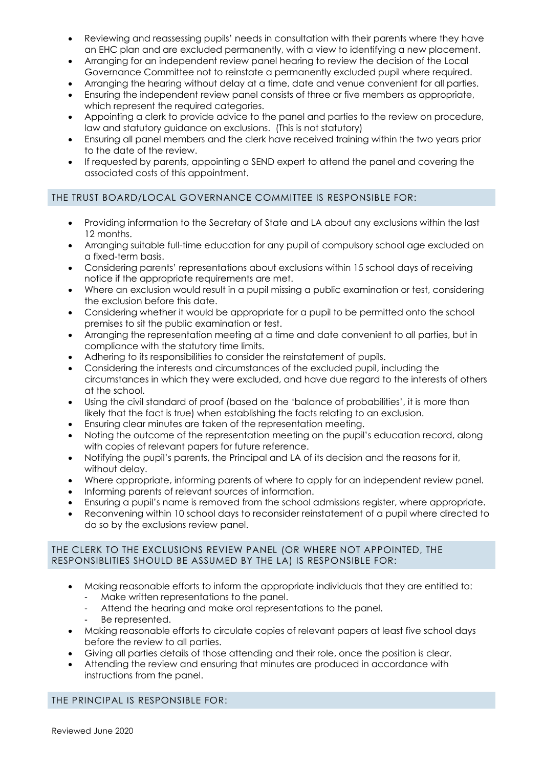- Reviewing and reassessing pupils' needs in consultation with their parents where they have an EHC plan and are excluded permanently, with a view to identifying a new placement.
- Arranging for an independent review panel hearing to review the decision of the Local Governance Committee not to reinstate a permanently excluded pupil where required.
- Arranging the hearing without delay at a time, date and venue convenient for all parties.
- Ensuring the independent review panel consists of three or five members as appropriate, which represent the required categories.
- Appointing a clerk to provide advice to the panel and parties to the review on procedure, law and statutory guidance on exclusions. (This is not statutory)
- Ensuring all panel members and the clerk have received training within the two years prior to the date of the review.
- If requested by parents, appointing a SEND expert to attend the panel and covering the associated costs of this appointment.

## THE TRUST BOARD/LOCAL GOVERNANCE COMMITTEE IS RESPONSIBLE FOR:

- Providing information to the Secretary of State and LA about any exclusions within the last 12 months.
- Arranging suitable full-time education for any pupil of compulsory school age excluded on a fixed-term basis.
- Considering parents' representations about exclusions within 15 school days of receiving notice if the appropriate requirements are met.
- Where an exclusion would result in a pupil missing a public examination or test, considering the exclusion before this date.
- Considering whether it would be appropriate for a pupil to be permitted onto the school premises to sit the public examination or test.
- Arranging the representation meeting at a time and date convenient to all parties, but in compliance with the statutory time limits.
- Adhering to its responsibilities to consider the reinstatement of pupils.
- Considering the interests and circumstances of the excluded pupil, including the circumstances in which they were excluded, and have due regard to the interests of others at the school.
- Using the civil standard of proof (based on the 'balance of probabilities', it is more than likely that the fact is true) when establishing the facts relating to an exclusion.
- Ensuring clear minutes are taken of the representation meeting.
- Noting the outcome of the representation meeting on the pupil's education record, along with copies of relevant papers for future reference.
- Notifying the pupil's parents, the Principal and LA of its decision and the reasons for it, without delay.
- Where appropriate, informing parents of where to apply for an independent review panel.
- Informing parents of relevant sources of information.
- Ensuring a pupil's name is removed from the school admissions register, where appropriate.
- Reconvening within 10 school days to reconsider reinstatement of a pupil where directed to do so by the exclusions review panel.

## THE CLERK TO THE EXCLUSIONS REVIEW PANEL (OR WHERE NOT APPOINTED, THE RESPONSIBLITIES SHOULD BE ASSUMED BY THE LA) IS RESPONSIBLE FOR:

- Making reasonable efforts to inform the appropriate individuals that they are entitled to:
  - Make written representations to the panel.
  - Attend the hearing and make oral representations to the panel.
  - Be represented.
- Making reasonable efforts to circulate copies of relevant papers at least five school days before the review to all parties.
- Giving all parties details of those attending and their role, once the position is clear.
- Attending the review and ensuring that minutes are produced in accordance with instructions from the panel.

## THE PRINCIPAL IS RESPONSIBLE FOR: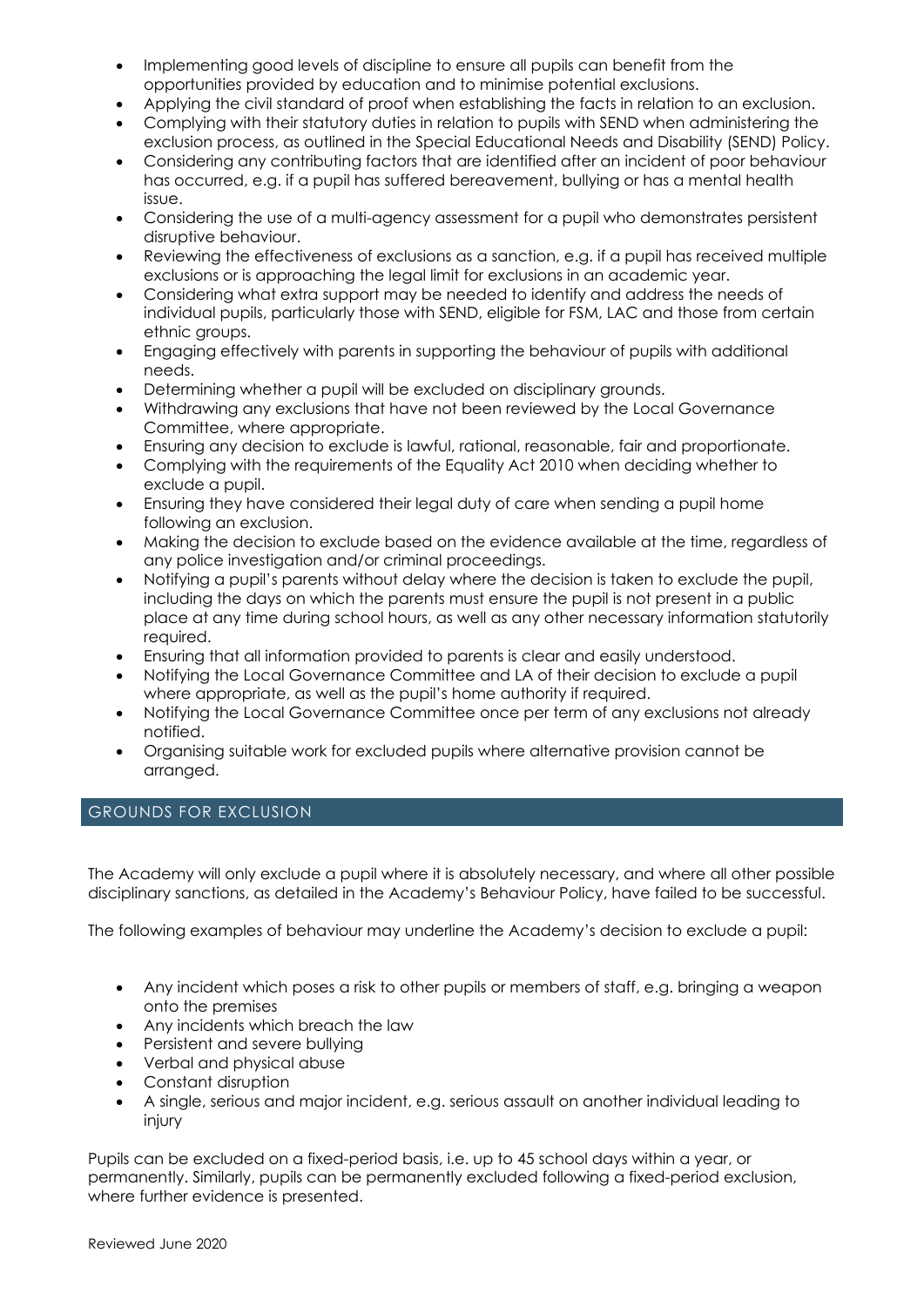- Implementing good levels of discipline to ensure all pupils can benefit from the opportunities provided by education and to minimise potential exclusions.
- Applying the civil standard of proof when establishing the facts in relation to an exclusion.
- Complying with their statutory duties in relation to pupils with SEND when administering the exclusion process, as outlined in the Special Educational Needs and Disability (SEND) Policy.
- Considering any contributing factors that are identified after an incident of poor behaviour has occurred, e.g. if a pupil has suffered bereavement, bullying or has a mental health issue.
- Considering the use of a multi-agency assessment for a pupil who demonstrates persistent disruptive behaviour.
- Reviewing the effectiveness of exclusions as a sanction, e.g. if a pupil has received multiple exclusions or is approaching the legal limit for exclusions in an academic year.
- Considering what extra support may be needed to identify and address the needs of individual pupils, particularly those with SEND, eligible for FSM, LAC and those from certain ethnic groups.
- Engaging effectively with parents in supporting the behaviour of pupils with additional needs.
- Determining whether a pupil will be excluded on disciplinary grounds.
- Withdrawing any exclusions that have not been reviewed by the Local Governance Committee, where appropriate.
- Ensuring any decision to exclude is lawful, rational, reasonable, fair and proportionate.
- Complying with the requirements of the Equality Act 2010 when deciding whether to exclude a pupil.
- Ensuring they have considered their legal duty of care when sending a pupil home following an exclusion.
- Making the decision to exclude based on the evidence available at the time, regardless of any police investigation and/or criminal proceedings.
- Notifying a pupil's parents without delay where the decision is taken to exclude the pupil, including the days on which the parents must ensure the pupil is not present in a public place at any time during school hours, as well as any other necessary information statutorily required.
- Ensuring that all information provided to parents is clear and easily understood.
- Notifying the Local Governance Committee and LA of their decision to exclude a pupil where appropriate, as well as the pupil's home authority if required.
- Notifying the Local Governance Committee once per term of any exclusions not already notified.
- Organising suitable work for excluded pupils where alternative provision cannot be arranged.

## GROUNDS FOR EXCLUSION

The Academy will only exclude a pupil where it is absolutely necessary, and where all other possible disciplinary sanctions, as detailed in the Academy's Behaviour Policy, have failed to be successful.

The following examples of behaviour may underline the Academy's decision to exclude a pupil:

- Any incident which poses a risk to other pupils or members of staff, e.g. bringing a weapon onto the premises
- Any incidents which breach the law
- Persistent and severe bullying
- Verbal and physical abuse
- Constant disruption
- A single, serious and major incident, e.g. serious assault on another individual leading to injury

Pupils can be excluded on a fixed-period basis, i.e. up to 45 school days within a year, or permanently. Similarly, pupils can be permanently excluded following a fixed-period exclusion, where further evidence is presented.

Reviewed June 2020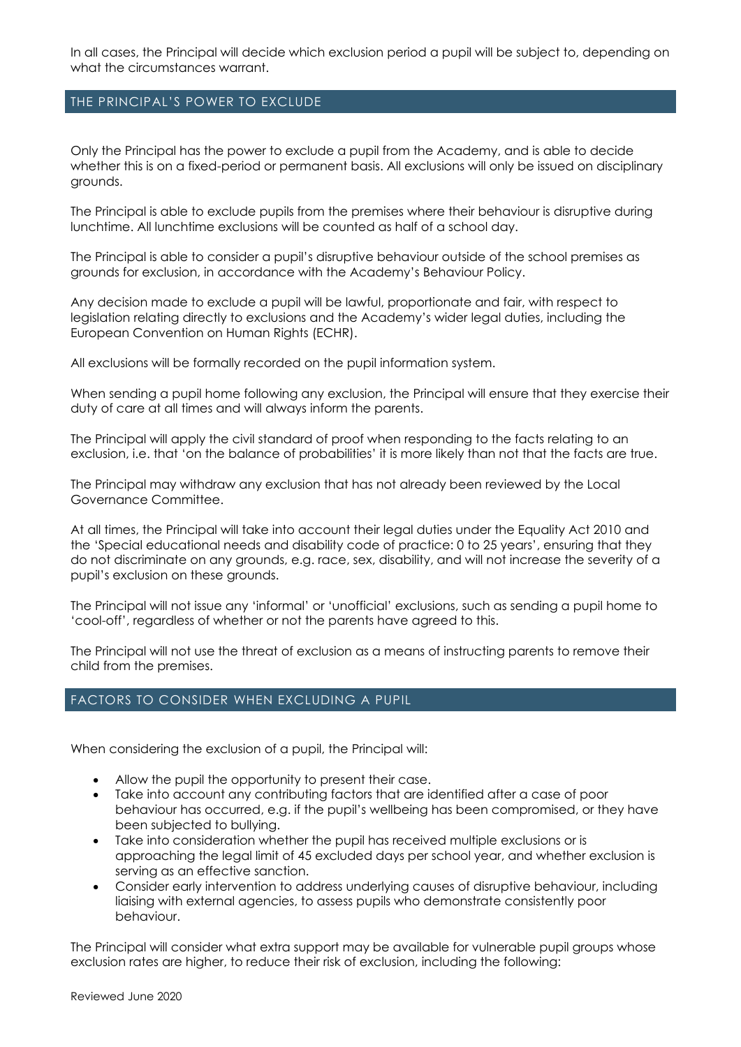In all cases, the Principal will decide which exclusion period a pupil will be subject to, depending on what the circumstances warrant.

## THE PRINCIPAL'S POWER TO EXCLUDE

Only the Principal has the power to exclude a pupil from the Academy, and is able to decide whether this is on a fixed-period or permanent basis. All exclusions will only be issued on disciplinary grounds.

The Principal is able to exclude pupils from the premises where their behaviour is disruptive during lunchtime. All lunchtime exclusions will be counted as half of a school day.

The Principal is able to consider a pupil's disruptive behaviour outside of the school premises as grounds for exclusion, in accordance with the Academy's Behaviour Policy.

Any decision made to exclude a pupil will be lawful, proportionate and fair, with respect to legislation relating directly to exclusions and the Academy's wider legal duties, including the European Convention on Human Rights (ECHR).

All exclusions will be formally recorded on the pupil information system.

When sending a pupil home following any exclusion, the Principal will ensure that they exercise their duty of care at all times and will always inform the parents.

The Principal will apply the civil standard of proof when responding to the facts relating to an exclusion, i.e. that 'on the balance of probabilities' it is more likely than not that the facts are true.

The Principal may withdraw any exclusion that has not already been reviewed by the Local Governance Committee.

At all times, the Principal will take into account their legal duties under the Equality Act 2010 and the 'Special educational needs and disability code of practice: 0 to 25 years', ensuring that they do not discriminate on any grounds, e.g. race, sex, disability, and will not increase the severity of a pupil's exclusion on these grounds.

The Principal will not issue any 'informal' or 'unofficial' exclusions, such as sending a pupil home to 'cool-off', regardless of whether or not the parents have agreed to this.

The Principal will not use the threat of exclusion as a means of instructing parents to remove their child from the premises.

## FACTORS TO CONSIDER WHEN EXCLUDING A PUPIL

When considering the exclusion of a pupil, the Principal will:

- Allow the pupil the opportunity to present their case.
- Take into account any contributing factors that are identified after a case of poor behaviour has occurred, e.g. if the pupil's wellbeing has been compromised, or they have been subjected to bullying.
- Take into consideration whether the pupil has received multiple exclusions or is approaching the legal limit of 45 excluded days per school year, and whether exclusion is serving as an effective sanction.
- Consider early intervention to address underlying causes of disruptive behaviour, including liaising with external agencies, to assess pupils who demonstrate consistently poor behaviour.

The Principal will consider what extra support may be available for vulnerable pupil groups whose exclusion rates are higher, to reduce their risk of exclusion, including the following: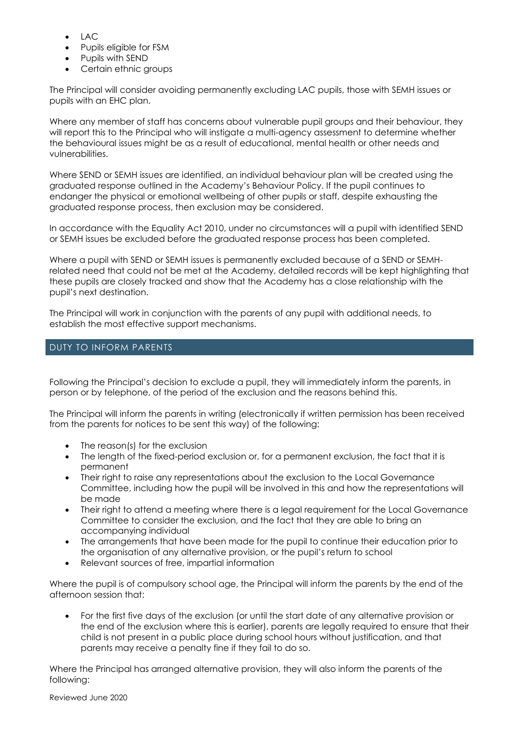- LAC
- Pupils eligible for FSM
- Pupils with SEND
- Certain ethnic groups

The Principal will consider avoiding permanently excluding LAC pupils, those with SEMH issues or pupils with an EHC plan.

Where any member of staff has concerns about vulnerable pupil groups and their behaviour, they will report this to the Principal who will instigate a multi-agency assessment to determine whether the behavioural issues might be as a result of educational, mental health or other needs and vulnerabilities.

Where SEND or SEMH issues are identified, an individual behaviour plan will be created using the graduated response outlined in the Academy's Behaviour Policy. If the pupil continues to endanger the physical or emotional wellbeing of other pupils or staff, despite exhausting the graduated response process, then exclusion may be considered.

In accordance with the Equality Act 2010, under no circumstances will a pupil with identified SEND or SEMH issues be excluded before the graduated response process has been completed.

Where a pupil with SEND or SEMH issues is permanently excluded because of a SEND or SEMH-related need that could not be met at the Academy, detailed records will be kept highlighting that these pupils are closely tracked and show that the Academy has a close relationship with the pupil's next destination.

The Principal will work in conjunction with the parents of any pupil with additional needs, to establish the most effective support mechanisms.

## DUTY TO INFORM PARENTS

Following the Principal's decision to exclude a pupil, they will immediately inform the parents, in person or by telephone, of the period of the exclusion and the reasons behind this.

The Principal will inform the parents in writing (electronically if written permission has been received from the parents for notices to be sent this way) of the following:

- The reason(s) for the exclusion
- The length of the fixed-period exclusion or, for a permanent exclusion, the fact that it is permanent
- Their right to raise any representations about the exclusion to the Local Governance Committee, including how the pupil will be involved in this and how the representations will be made
- Their right to attend a meeting where there is a legal requirement for the Local Governance Committee to consider the exclusion, and the fact that they are able to bring an accompanying individual
- The arrangements that have been made for the pupil to continue their education prior to the organisation of any alternative provision, or the pupil's return to school
- Relevant sources of free, impartial information

Where the pupil is of compulsory school age, the Principal will inform the parents by the end of the afternoon session that:

- For the first five days of the exclusion (or until the start date of any alternative provision or the end of the exclusion where this is earlier), parents are legally required to ensure that their child is not present in a public place during school hours without justification, and that parents may receive a penalty fine if they fail to do so.

Where the Principal has arranged alternative provision, they will also inform the parents of the following: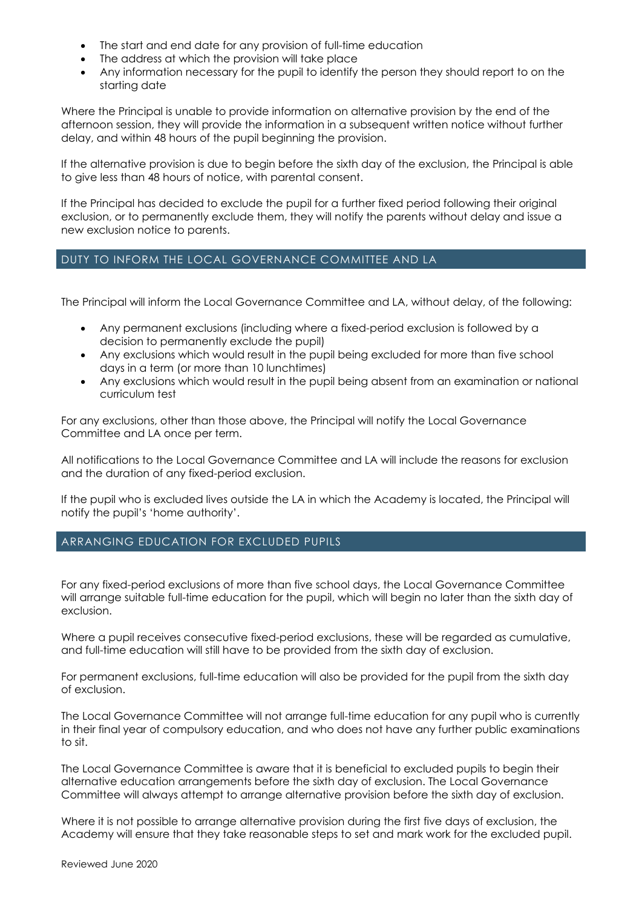- The start and end date for any provision of full-time education
- The address at which the provision will take place
- Any information necessary for the pupil to identify the person they should report to on the starting date

Where the Principal is unable to provide information on alternative provision by the end of the afternoon session, they will provide the information in a subsequent written notice without further delay, and within 48 hours of the pupil beginning the provision.

If the alternative provision is due to begin before the sixth day of the exclusion, the Principal is able to give less than 48 hours of notice, with parental consent.

If the Principal has decided to exclude the pupil for a further fixed period following their original exclusion, or to permanently exclude them, they will notify the parents without delay and issue a new exclusion notice to parents.

## DUTY TO INFORM THE LOCAL GOVERNANCE COMMITTEE AND LA

The Principal will inform the Local Governance Committee and LA, without delay, of the following:

- Any permanent exclusions (including where a fixed-period exclusion is followed by a decision to permanently exclude the pupil)
- Any exclusions which would result in the pupil being excluded for more than five school days in a term (or more than 10 lunchtimes)
- Any exclusions which would result in the pupil being absent from an examination or national curriculum test

For any exclusions, other than those above, the Principal will notify the Local Governance Committee and LA once per term.

All notifications to the Local Governance Committee and LA will include the reasons for exclusion and the duration of any fixed-period exclusion.

If the pupil who is excluded lives outside the LA in which the Academy is located, the Principal will notify the pupil's 'home authority'.

## ARRANGING EDUCATION FOR EXCLUDED PUPILS

For any fixed-period exclusions of more than five school days, the Local Governance Committee will arrange suitable full-time education for the pupil, which will begin no later than the sixth day of exclusion.

Where a pupil receives consecutive fixed-period exclusions, these will be regarded as cumulative, and full-time education will still have to be provided from the sixth day of exclusion.

For permanent exclusions, full-time education will also be provided for the pupil from the sixth day of exclusion.

The Local Governance Committee will not arrange full-time education for any pupil who is currently in their final year of compulsory education, and who does not have any further public examinations to sit.

The Local Governance Committee is aware that it is beneficial to excluded pupils to begin their alternative education arrangements before the sixth day of exclusion. The Local Governance Committee will always attempt to arrange alternative provision before the sixth day of exclusion.

Where it is not possible to arrange alternative provision during the first five days of exclusion, the Academy will ensure that they take reasonable steps to set and mark work for the excluded pupil.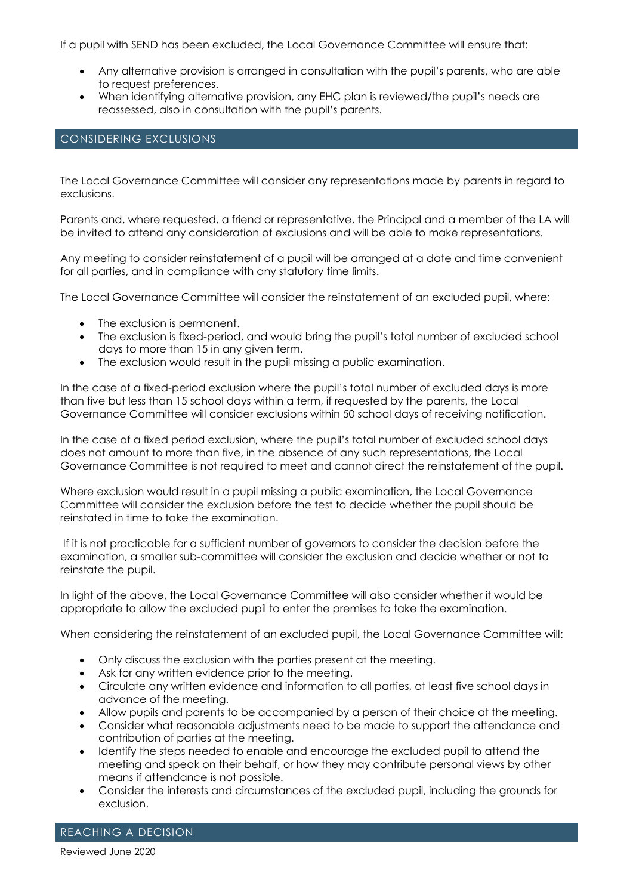If a pupil with SEND has been excluded, the Local Governance Committee will ensure that:

- Any alternative provision is arranged in consultation with the pupil's parents, who are able to request preferences.
- When identifying alternative provision, any EHC plan is reviewed/the pupil's needs are reassessed, also in consultation with the pupil's parents.

## CONSIDERING EXCLUSIONS

The Local Governance Committee will consider any representations made by parents in regard to exclusions.

Parents and, where requested, a friend or representative, the Principal and a member of the LA will be invited to attend any consideration of exclusions and will be able to make representations.

Any meeting to consider reinstatement of a pupil will be arranged at a date and time convenient for all parties, and in compliance with any statutory time limits.

The Local Governance Committee will consider the reinstatement of an excluded pupil, where:

- The exclusion is permanent.
- The exclusion is fixed-period, and would bring the pupil's total number of excluded school days to more than 15 in any given term.
- The exclusion would result in the pupil missing a public examination.

In the case of a fixed-period exclusion where the pupil's total number of excluded days is more than five but less than 15 school days within a term, if requested by the parents, the Local Governance Committee will consider exclusions within 50 school days of receiving notification.

In the case of a fixed period exclusion, where the pupil's total number of excluded school days does not amount to more than five, in the absence of any such representations, the Local Governance Committee is not required to meet and cannot direct the reinstatement of the pupil.

Where exclusion would result in a pupil missing a public examination, the Local Governance Committee will consider the exclusion before the test to decide whether the pupil should be reinstated in time to take the examination.

If it is not practicable for a sufficient number of governors to consider the decision before the examination, a smaller sub-committee will consider the exclusion and decide whether or not to reinstate the pupil.

In light of the above, the Local Governance Committee will also consider whether it would be appropriate to allow the excluded pupil to enter the premises to take the examination.

When considering the reinstatement of an excluded pupil, the Local Governance Committee will:

- Only discuss the exclusion with the parties present at the meeting.
- Ask for any written evidence prior to the meeting.
- Circulate any written evidence and information to all parties, at least five school days in advance of the meeting.
- Allow pupils and parents to be accompanied by a person of their choice at the meeting.
- Consider what reasonable adjustments need to be made to support the attendance and contribution of parties at the meeting.
- Identify the steps needed to enable and encourage the excluded pupil to attend the meeting and speak on their behalf, or how they may contribute personal views by other means if attendance is not possible.
- Consider the interests and circumstances of the excluded pupil, including the grounds for exclusion.

## REACHING A DECISION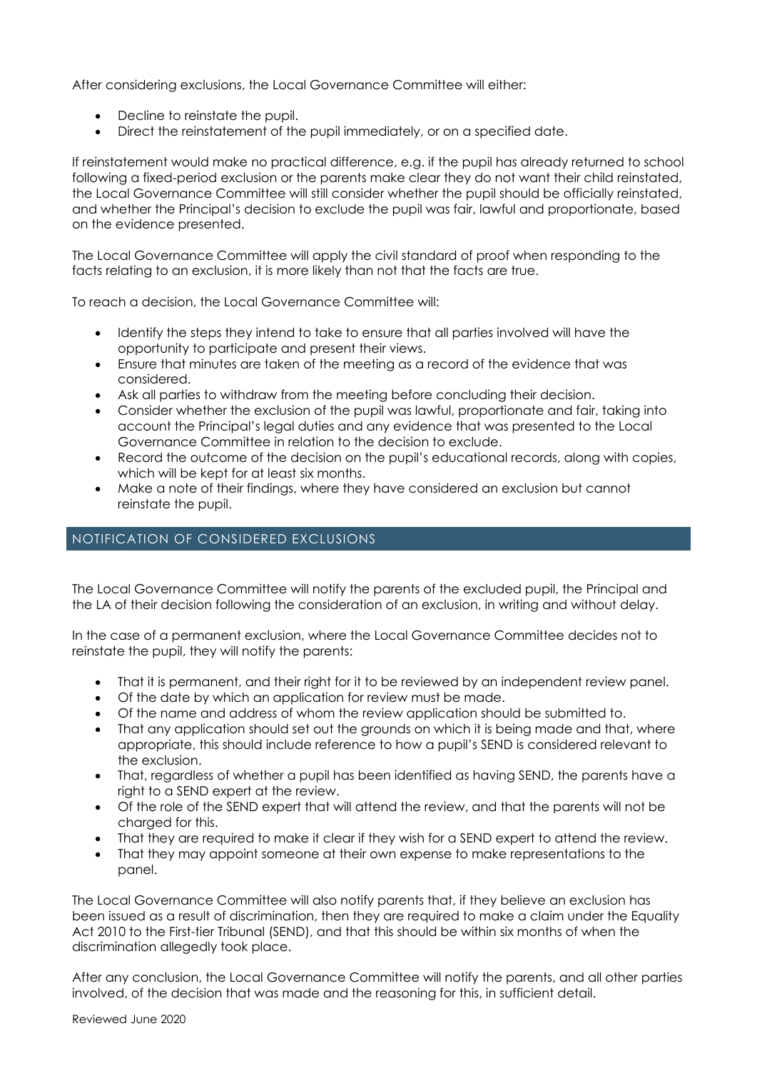After considering exclusions, the Local Governance Committee will either:

- Decline to reinstate the pupil.
- Direct the reinstatement of the pupil immediately, or on a specified date.

If reinstatement would make no practical difference, e.g. if the pupil has already returned to school following a fixed-period exclusion or the parents make clear they do not want their child reinstated, the Local Governance Committee will still consider whether the pupil should be officially reinstated, and whether the Principal's decision to exclude the pupil was fair, lawful and proportionate, based on the evidence presented.

The Local Governance Committee will apply the civil standard of proof when responding to the facts relating to an exclusion, it is more likely than not that the facts are true.

To reach a decision, the Local Governance Committee will:

- Identify the steps they intend to take to ensure that all parties involved will have the opportunity to participate and present their views.
- Ensure that minutes are taken of the meeting as a record of the evidence that was considered.
- Ask all parties to withdraw from the meeting before concluding their decision.
- Consider whether the exclusion of the pupil was lawful, proportionate and fair, taking into account the Principal's legal duties and any evidence that was presented to the Local Governance Committee in relation to the decision to exclude.
- Record the outcome of the decision on the pupil's educational records, along with copies, which will be kept for at least six months.
- Make a note of their findings, where they have considered an exclusion but cannot reinstate the pupil.

## NOTIFICATION OF CONSIDERED EXCLUSIONS

The Local Governance Committee will notify the parents of the excluded pupil, the Principal and the LA of their decision following the consideration of an exclusion, in writing and without delay.

In the case of a permanent exclusion, where the Local Governance Committee decides not to reinstate the pupil, they will notify the parents:

- That it is permanent, and their right for it to be reviewed by an independent review panel.
- Of the date by which an application for review must be made.
- Of the name and address of whom the review application should be submitted to.
- That any application should set out the grounds on which it is being made and that, where appropriate, this should include reference to how a pupil's SEND is considered relevant to the exclusion.
- That, regardless of whether a pupil has been identified as having SEND, the parents have a right to a SEND expert at the review.
- Of the role of the SEND expert that will attend the review, and that the parents will not be charged for this.
- That they are required to make it clear if they wish for a SEND expert to attend the review.
- That they may appoint someone at their own expense to make representations to the panel.

The Local Governance Committee will also notify parents that, if they believe an exclusion has been issued as a result of discrimination, then they are required to make a claim under the Equality Act 2010 to the First-tier Tribunal (SEND), and that this should be within six months of when the discrimination allegedly took place.

After any conclusion, the Local Governance Committee will notify the parents, and all other parties involved, of the decision that was made and the reasoning for this, in sufficient detail.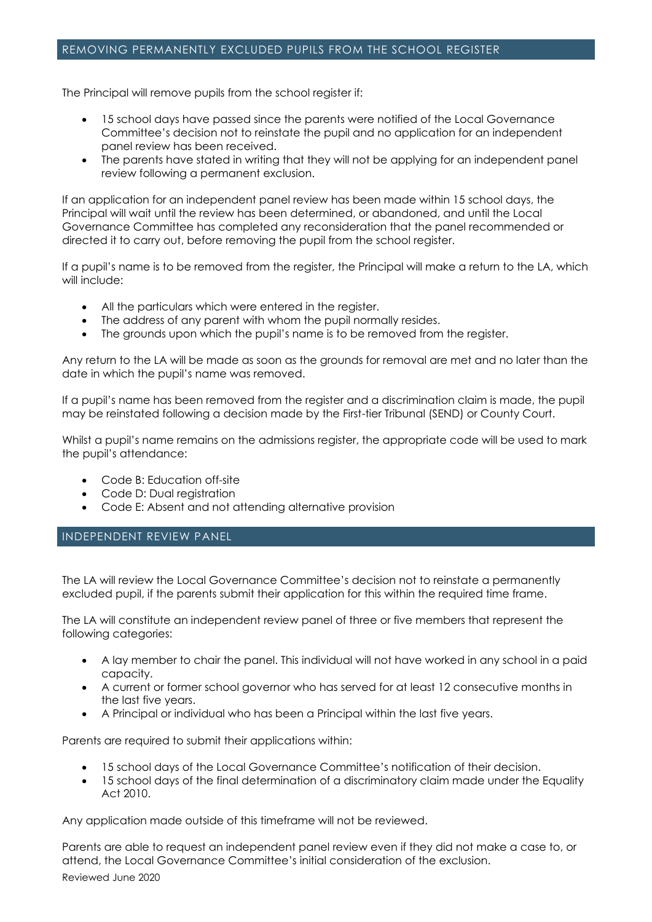## REMOVING PERMANENTLY EXCLUDED PUPILS FROM THE SCHOOL REGISTER

The Principal will remove pupils from the school register if:

- 15 school days have passed since the parents were notified of the Local Governance Committee's decision not to reinstate the pupil and no application for an independent panel review has been received.
- The parents have stated in writing that they will not be applying for an independent panel review following a permanent exclusion.

If an application for an independent panel review has been made within 15 school days, the Principal will wait until the review has been determined, or abandoned, and until the Local Governance Committee has completed any reconsideration that the panel recommended or directed it to carry out, before removing the pupil from the school register.

If a pupil's name is to be removed from the register, the Principal will make a return to the LA, which will include:

- All the particulars which were entered in the register.
- The address of any parent with whom the pupil normally resides.
- The grounds upon which the pupil's name is to be removed from the register.

Any return to the LA will be made as soon as the grounds for removal are met and no later than the date in which the pupil's name was removed.

If a pupil's name has been removed from the register and a discrimination claim is made, the pupil may be reinstated following a decision made by the First-tier Tribunal (SEND) or County Court.

Whilst a pupil's name remains on the admissions register, the appropriate code will be used to mark the pupil's attendance:

- Code B: Education off-site
- Code D: Dual registration
- Code E: Absent and not attending alternative provision

## INDEPENDENT REVIEW PANEL

The LA will review the Local Governance Committee's decision not to reinstate a permanently excluded pupil, if the parents submit their application for this within the required time frame.

The LA will constitute an independent review panel of three or five members that represent the following categories:

- A lay member to chair the panel. This individual will not have worked in any school in a paid capacity.
- A current or former school governor who has served for at least 12 consecutive months in the last five years.
- A Principal or individual who has been a Principal within the last five years.

Parents are required to submit their applications within:

- 15 school days of the Local Governance Committee's notification of their decision.
- 15 school days of the final determination of a discriminatory claim made under the Equality Act 2010.

Any application made outside of this timeframe will not be reviewed.

Parents are able to request an independent panel review even if they did not make a case to, or attend, the Local Governance Committee's initial consideration of the exclusion.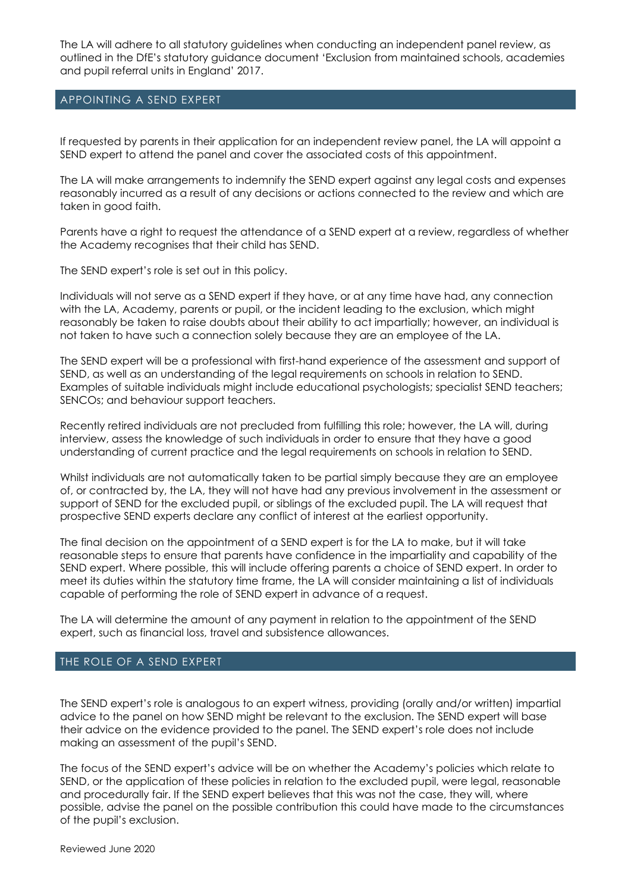The LA will adhere to all statutory guidelines when conducting an independent panel review, as outlined in the DfE's statutory guidance document 'Exclusion from maintained schools, academies and pupil referral units in England' 2017.

## APPOINTING A SEND EXPERT

If requested by parents in their application for an independent review panel, the LA will appoint a SEND expert to attend the panel and cover the associated costs of this appointment.

The LA will make arrangements to indemnify the SEND expert against any legal costs and expenses reasonably incurred as a result of any decisions or actions connected to the review and which are taken in good faith.

Parents have a right to request the attendance of a SEND expert at a review, regardless of whether the Academy recognises that their child has SEND.

The SEND expert's role is set out in this policy.

Individuals will not serve as a SEND expert if they have, or at any time have had, any connection with the LA, Academy, parents or pupil, or the incident leading to the exclusion, which might reasonably be taken to raise doubts about their ability to act impartially; however, an individual is not taken to have such a connection solely because they are an employee of the LA.

The SEND expert will be a professional with first-hand experience of the assessment and support of SEND, as well as an understanding of the legal requirements on schools in relation to SEND. Examples of suitable individuals might include educational psychologists; specialist SEND teachers; SENCOs; and behaviour support teachers.

Recently retired individuals are not precluded from fulfilling this role; however, the LA will, during interview, assess the knowledge of such individuals in order to ensure that they have a good understanding of current practice and the legal requirements on schools in relation to SEND.

Whilst individuals are not automatically taken to be partial simply because they are an employee of, or contracted by, the LA, they will not have had any previous involvement in the assessment or support of SEND for the excluded pupil, or siblings of the excluded pupil. The LA will request that prospective SEND experts declare any conflict of interest at the earliest opportunity.

The final decision on the appointment of a SEND expert is for the LA to make, but it will take reasonable steps to ensure that parents have confidence in the impartiality and capability of the SEND expert. Where possible, this will include offering parents a choice of SEND expert. In order to meet its duties within the statutory time frame, the LA will consider maintaining a list of individuals capable of performing the role of SEND expert in advance of a request.

The LA will determine the amount of any payment in relation to the appointment of the SEND expert, such as financial loss, travel and subsistence allowances.

## THE ROLE OF A SEND EXPERT

The SEND expert's role is analogous to an expert witness, providing (orally and/or written) impartial advice to the panel on how SEND might be relevant to the exclusion. The SEND expert will base their advice on the evidence provided to the panel. The SEND expert's role does not include making an assessment of the pupil's SEND.

The focus of the SEND expert's advice will be on whether the Academy's policies which relate to SEND, or the application of these policies in relation to the excluded pupil, were legal, reasonable and procedurally fair. If the SEND expert believes that this was not the case, they will, where possible, advise the panel on the possible contribution this could have made to the circumstances of the pupil's exclusion.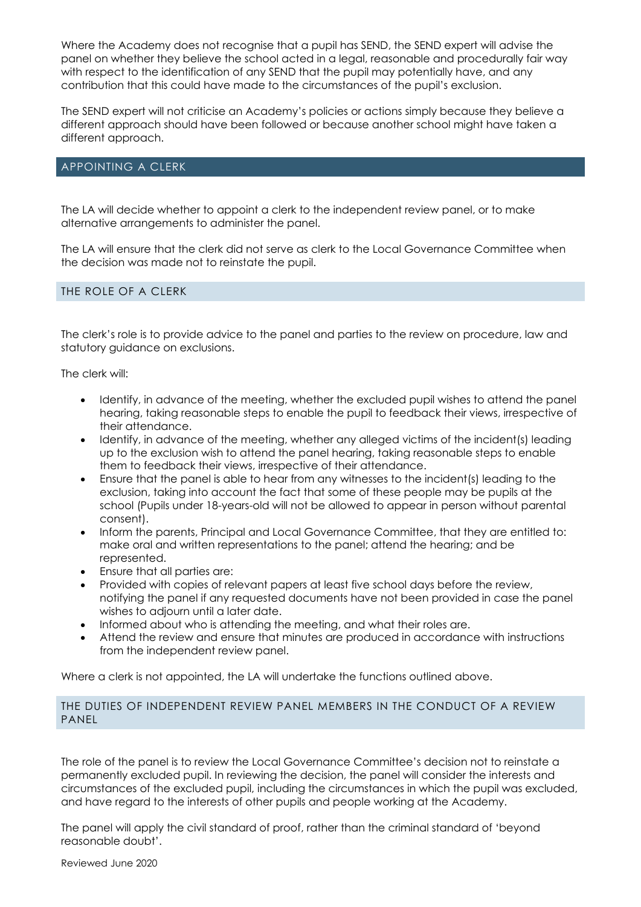Where the Academy does not recognise that a pupil has SEND, the SEND expert will advise the panel on whether they believe the school acted in a legal, reasonable and procedurally fair way with respect to the identification of any SEND that the pupil may potentially have, and any contribution that this could have made to the circumstances of the pupil's exclusion.

The SEND expert will not criticise an Academy's policies or actions simply because they believe a different approach should have been followed or because another school might have taken a different approach.

## APPOINTING A CLERK

The LA will decide whether to appoint a clerk to the independent review panel, or to make alternative arrangements to administer the panel.

The LA will ensure that the clerk did not serve as clerk to the Local Governance Committee when the decision was made not to reinstate the pupil.

### THE ROLE OF A CLERK

The clerk's role is to provide advice to the panel and parties to the review on procedure, law and statutory guidance on exclusions.

The clerk will:

- Identify, in advance of the meeting, whether the excluded pupil wishes to attend the panel hearing, taking reasonable steps to enable the pupil to feedback their views, irrespective of their attendance.
- Identify, in advance of the meeting, whether any alleged victims of the incident(s) leading up to the exclusion wish to attend the panel hearing, taking reasonable steps to enable them to feedback their views, irrespective of their attendance.
- Ensure that the panel is able to hear from any witnesses to the incident(s) leading to the exclusion, taking into account the fact that some of these people may be pupils at the school (Pupils under 18-years-old will not be allowed to appear in person without parental consent).
- Inform the parents, Principal and Local Governance Committee, that they are entitled to: make oral and written representations to the panel; attend the hearing; and be represented.
- Ensure that all parties are:
- Provided with copies of relevant papers at least five school days before the review, notifying the panel if any requested documents have not been provided in case the panel wishes to adjourn until a later date.
- Informed about who is attending the meeting, and what their roles are.
- Attend the review and ensure that minutes are produced in accordance with instructions from the independent review panel.

Where a clerk is not appointed, the LA will undertake the functions outlined above.

### THE DUTIES OF INDEPENDENT REVIEW PANEL MEMBERS IN THE CONDUCT OF A REVIEW PANEL

The role of the panel is to review the Local Governance Committee's decision not to reinstate a permanently excluded pupil. In reviewing the decision, the panel will consider the interests and circumstances of the excluded pupil, including the circumstances in which the pupil was excluded, and have regard to the interests of other pupils and people working at the Academy.

The panel will apply the civil standard of proof, rather than the criminal standard of 'beyond reasonable doubt'.

Reviewed June 2020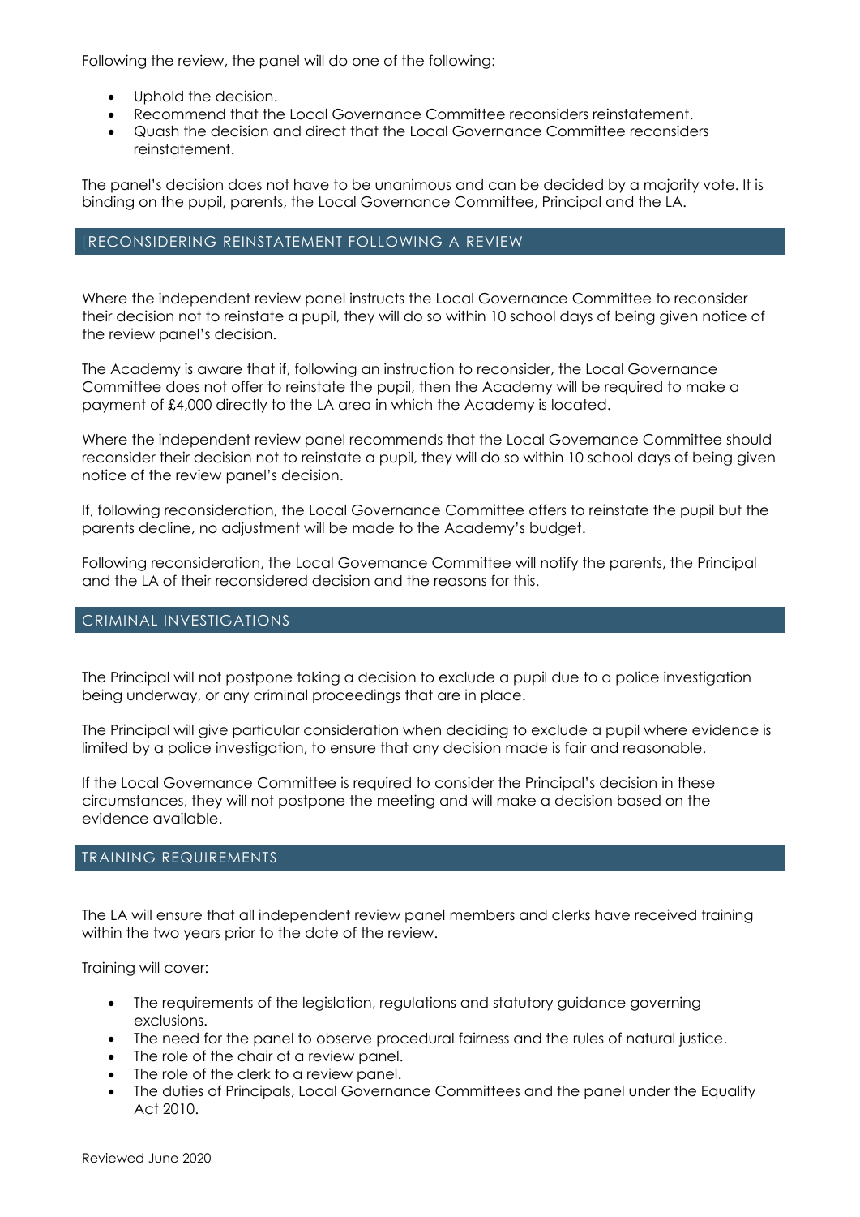Following the review, the panel will do one of the following:

- Uphold the decision.
- Recommend that the Local Governance Committee reconsiders reinstatement.
- Quash the decision and direct that the Local Governance Committee reconsiders reinstatement.

The panel's decision does not have to be unanimous and can be decided by a majority vote. It is binding on the pupil, parents, the Local Governance Committee, Principal and the LA.

## RECONSIDERING REINSTATEMENT FOLLOWING A REVIEW

Where the independent review panel instructs the Local Governance Committee to reconsider their decision not to reinstate a pupil, they will do so within 10 school days of being given notice of the review panel's decision.

The Academy is aware that if, following an instruction to reconsider, the Local Governance Committee does not offer to reinstate the pupil, then the Academy will be required to make a payment of £4,000 directly to the LA area in which the Academy is located.

Where the independent review panel recommends that the Local Governance Committee should reconsider their decision not to reinstate a pupil, they will do so within 10 school days of being given notice of the review panel's decision.

If, following reconsideration, the Local Governance Committee offers to reinstate the pupil but the parents decline, no adjustment will be made to the Academy's budget.

Following reconsideration, the Local Governance Committee will notify the parents, the Principal and the LA of their reconsidered decision and the reasons for this.

## CRIMINAL INVESTIGATIONS

The Principal will not postpone taking a decision to exclude a pupil due to a police investigation being underway, or any criminal proceedings that are in place.

The Principal will give particular consideration when deciding to exclude a pupil where evidence is limited by a police investigation, to ensure that any decision made is fair and reasonable.

If the Local Governance Committee is required to consider the Principal's decision in these circumstances, they will not postpone the meeting and will make a decision based on the evidence available.

## TRAINING REQUIREMENTS

The LA will ensure that all independent review panel members and clerks have received training within the two years prior to the date of the review.

Training will cover:

- The requirements of the legislation, regulations and statutory guidance governing exclusions.
- The need for the panel to observe procedural fairness and the rules of natural justice.
- The role of the chair of a review panel.
- The role of the clerk to a review panel.
- The duties of Principals, Local Governance Committees and the panel under the Equality Act 2010.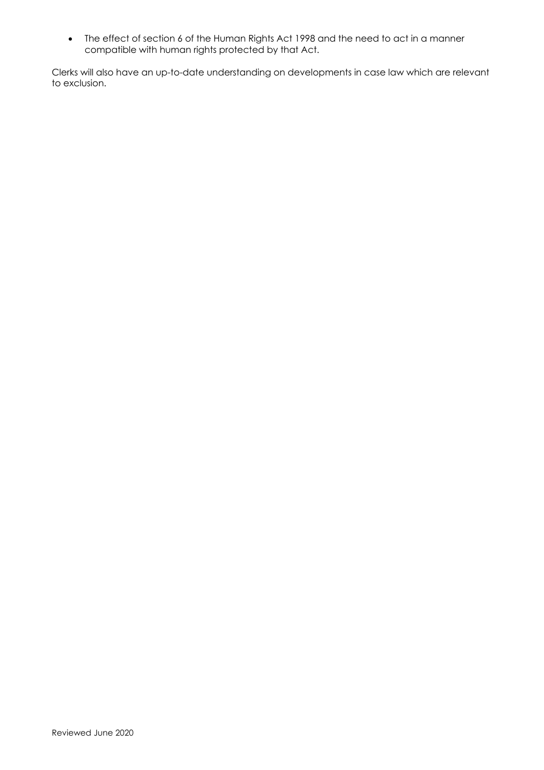- The effect of section 6 of the Human Rights Act 1998 and the need to act in a manner compatible with human rights protected by that Act.

Clerks will also have an up-to-date understanding on developments in case law which are relevant to exclusion.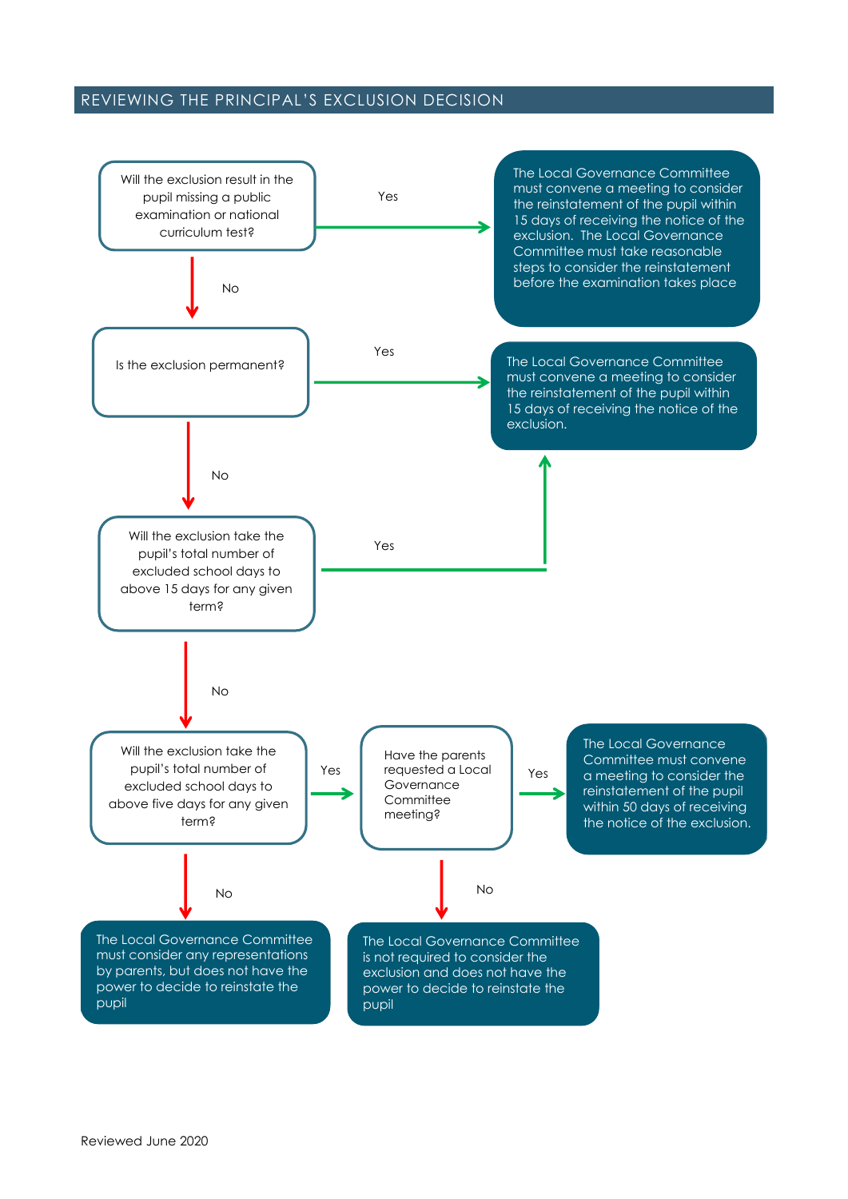## REVIEWING THE PRINCIPAL'S EXCLUSION DECISION

**Will the exclusion result in the pupil missing a public examination or national curriculum test?**

- **Yes** → The Local Governance Committee must convene a meeting to consider the reinstatement of the pupil within 15 days of receiving the notice of the exclusion. The Local Governance Committee must take reasonable steps to consider the reinstatement before the examination takes place
- **No** → **Is the exclusion permanent?**
  - **Yes** → The Local Governance Committee must convene a meeting to consider the reinstatement of the pupil within 15 days of receiving the notice of the exclusion.
  - **No** → **Will the exclusion take the pupil's total number of excluded school days to above 15 days for any given term?**
    - **Yes** → The Local Governance Committee must convene a meeting to consider the reinstatement of the pupil within 15 days of receiving the notice of the exclusion.
    - **No** → **Will the exclusion take the pupil's total number of excluded school days to above five days for any given term?**
      - **Yes** → **Have the parents requested a Local Governance Committee meeting?**
        - **Yes** → The Local Governance Committee must convene a meeting to consider the reinstatement of the pupil within 50 days of receiving the notice of the exclusion.
        - **No** → The Local Governance Committee is not required to consider the exclusion and does not have the power to decide to reinstate the pupil
      - **No** → The Local Governance Committee must consider any representations by parents, but does not have the power to decide to reinstate the pupil

Reviewed June 2020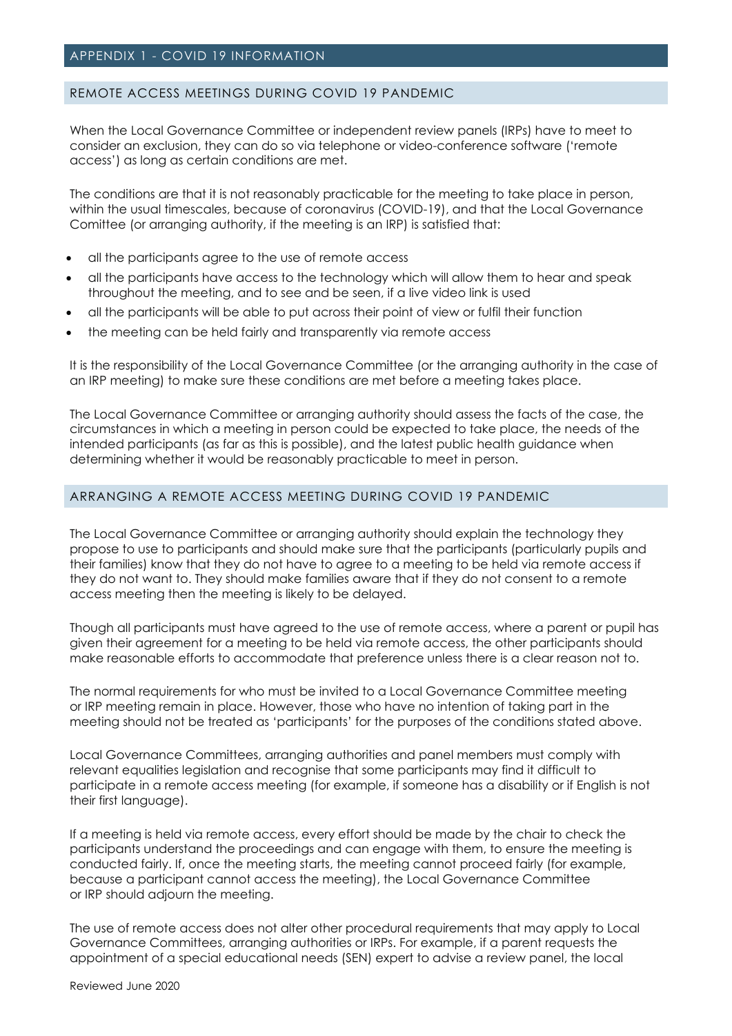## APPENDIX 1 - COVID 19 INFORMATION

### REMOTE ACCESS MEETINGS DURING COVID 19 PANDEMIC

When the Local Governance Committee or independent review panels (IRPs) have to meet to consider an exclusion, they can do so via telephone or video-conference software ('remote access') as long as certain conditions are met.

The conditions are that it is not reasonably practicable for the meeting to take place in person, within the usual timescales, because of coronavirus (COVID-19), and that the Local Governance Comittee (or arranging authority, if the meeting is an IRP) is satisfied that:

- all the participants agree to the use of remote access
- all the participants have access to the technology which will allow them to hear and speak throughout the meeting, and to see and be seen, if a live video link is used
- all the participants will be able to put across their point of view or fulfil their function
- the meeting can be held fairly and transparently via remote access

It is the responsibility of the Local Governance Committee (or the arranging authority in the case of an IRP meeting) to make sure these conditions are met before a meeting takes place.

The Local Governance Committee or arranging authority should assess the facts of the case, the circumstances in which a meeting in person could be expected to take place, the needs of the intended participants (as far as this is possible), and the latest public health guidance when determining whether it would be reasonably practicable to meet in person.

### ARRANGING A REMOTE ACCESS MEETING DURING COVID 19 PANDEMIC

The Local Governance Committee or arranging authority should explain the technology they propose to use to participants and should make sure that the participants (particularly pupils and their families) know that they do not have to agree to a meeting to be held via remote access if they do not want to. They should make families aware that if they do not consent to a remote access meeting then the meeting is likely to be delayed.

Though all participants must have agreed to the use of remote access, where a parent or pupil has given their agreement for a meeting to be held via remote access, the other participants should make reasonable efforts to accommodate that preference unless there is a clear reason not to.

The normal requirements for who must be invited to a Local Governance Committee meeting or IRP meeting remain in place. However, those who have no intention of taking part in the meeting should not be treated as 'participants' for the purposes of the conditions stated above.

Local Governance Committees, arranging authorities and panel members must comply with relevant equalities legislation and recognise that some participants may find it difficult to participate in a remote access meeting (for example, if someone has a disability or if English is not their first language).

If a meeting is held via remote access, every effort should be made by the chair to check the participants understand the proceedings and can engage with them, to ensure the meeting is conducted fairly. If, once the meeting starts, the meeting cannot proceed fairly (for example, because a participant cannot access the meeting), the Local Governance Committee or IRP should adjourn the meeting.

The use of remote access does not alter other procedural requirements that may apply to Local Governance Committees, arranging authorities or IRPs. For example, if a parent requests the appointment of a special educational needs (SEN) expert to advise a review panel, the local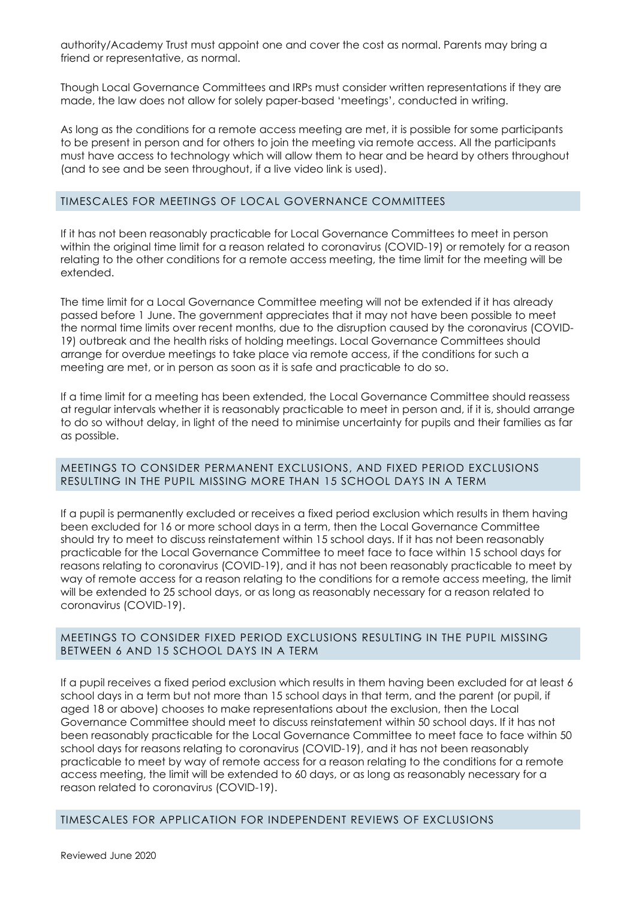authority/Academy Trust must appoint one and cover the cost as normal. Parents may bring a friend or representative, as normal.

Though Local Governance Committees and IRPs must consider written representations if they are made, the law does not allow for solely paper-based 'meetings', conducted in writing.

As long as the conditions for a remote access meeting are met, it is possible for some participants to be present in person and for others to join the meeting via remote access. All the participants must have access to technology which will allow them to hear and be heard by others throughout (and to see and be seen throughout, if a live video link is used).

## TIMESCALES FOR MEETINGS OF LOCAL GOVERNANCE COMMITTEES

If it has not been reasonably practicable for Local Governance Committees to meet in person within the original time limit for a reason related to coronavirus (COVID-19) or remotely for a reason relating to the other conditions for a remote access meeting, the time limit for the meeting will be extended.

The time limit for a Local Governance Committee meeting will not be extended if it has already passed before 1 June. The government appreciates that it may not have been possible to meet the normal time limits over recent months, due to the disruption caused by the coronavirus (COVID-19) outbreak and the health risks of holding meetings. Local Governance Committees should arrange for overdue meetings to take place via remote access, if the conditions for such a meeting are met, or in person as soon as it is safe and practicable to do so.

If a time limit for a meeting has been extended, the Local Governance Committee should reassess at regular intervals whether it is reasonably practicable to meet in person and, if it is, should arrange to do so without delay, in light of the need to minimise uncertainty for pupils and their families as far as possible.

## MEETINGS TO CONSIDER PERMANENT EXCLUSIONS, AND FIXED PERIOD EXCLUSIONS RESULTING IN THE PUPIL MISSING MORE THAN 15 SCHOOL DAYS IN A TERM

If a pupil is permanently excluded or receives a fixed period exclusion which results in them having been excluded for 16 or more school days in a term, then the Local Governance Committee should try to meet to discuss reinstatement within 15 school days. If it has not been reasonably practicable for the Local Governance Committee to meet face to face within 15 school days for reasons relating to coronavirus (COVID-19), and it has not been reasonably practicable to meet by way of remote access for a reason relating to the conditions for a remote access meeting, the limit will be extended to 25 school days, or as long as reasonably necessary for a reason related to coronavirus (COVID-19).

## MEETINGS TO CONSIDER FIXED PERIOD EXCLUSIONS RESULTING IN THE PUPIL MISSING BETWEEN 6 AND 15 SCHOOL DAYS IN A TERM

If a pupil receives a fixed period exclusion which results in them having been excluded for at least 6 school days in a term but not more than 15 school days in that term, and the parent (or pupil, if aged 18 or above) chooses to make representations about the exclusion, then the Local Governance Committee should meet to discuss reinstatement within 50 school days. If it has not been reasonably practicable for the Local Governance Committee to meet face to face within 50 school days for reasons relating to coronavirus (COVID-19), and it has not been reasonably practicable to meet by way of remote access for a reason relating to the conditions for a remote access meeting, the limit will be extended to 60 days, or as long as reasonably necessary for a reason related to coronavirus (COVID-19).

## TIMESCALES FOR APPLICATION FOR INDEPENDENT REVIEWS OF EXCLUSIONS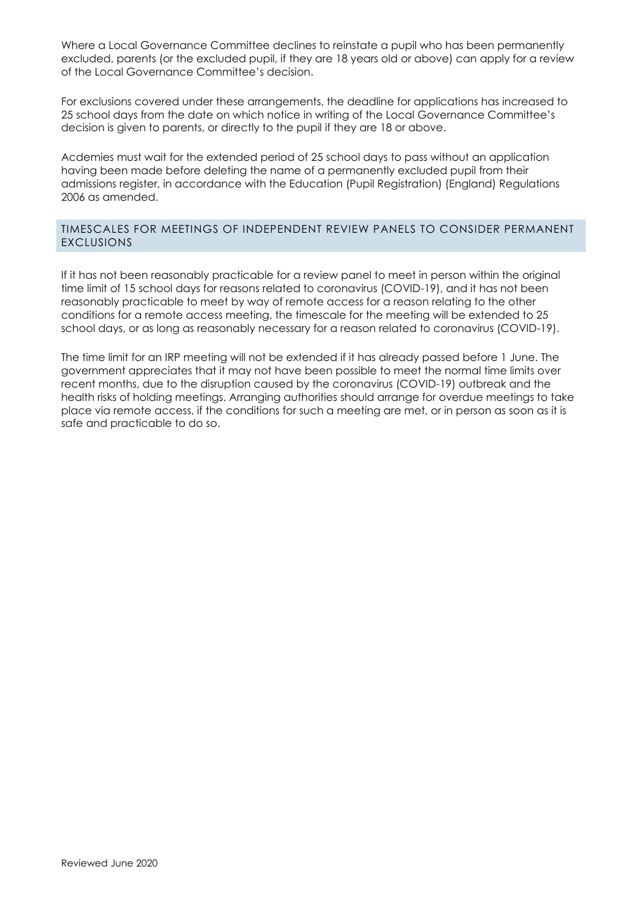Where a Local Governance Committee declines to reinstate a pupil who has been permanently excluded, parents (or the excluded pupil, if they are 18 years old or above) can apply for a review of the Local Governance Committee's decision.

For exclusions covered under these arrangements, the deadline for applications has increased to 25 school days from the date on which notice in writing of the Local Governance Committee's decision is given to parents, or directly to the pupil if they are 18 or above.

Acdemies must wait for the extended period of 25 school days to pass without an application having been made before deleting the name of a permanently excluded pupil from their admissions register, in accordance with the Education (Pupil Registration) (England) Regulations 2006 as amended.

## TIMESCALES FOR MEETINGS OF INDEPENDENT REVIEW PANELS TO CONSIDER PERMANENT EXCLUSIONS

If it has not been reasonably practicable for a review panel to meet in person within the original time limit of 15 school days for reasons related to coronavirus (COVID-19), and it has not been reasonably practicable to meet by way of remote access for a reason relating to the other conditions for a remote access meeting, the timescale for the meeting will be extended to 25 school days, or as long as reasonably necessary for a reason related to coronavirus (COVID-19).

The time limit for an IRP meeting will not be extended if it has already passed before 1 June. The government appreciates that it may not have been possible to meet the normal time limits over recent months, due to the disruption caused by the coronavirus (COVID-19) outbreak and the health risks of holding meetings. Arranging authorities should arrange for overdue meetings to take place via remote access, if the conditions for such a meeting are met, or in person as soon as it is safe and practicable to do so.